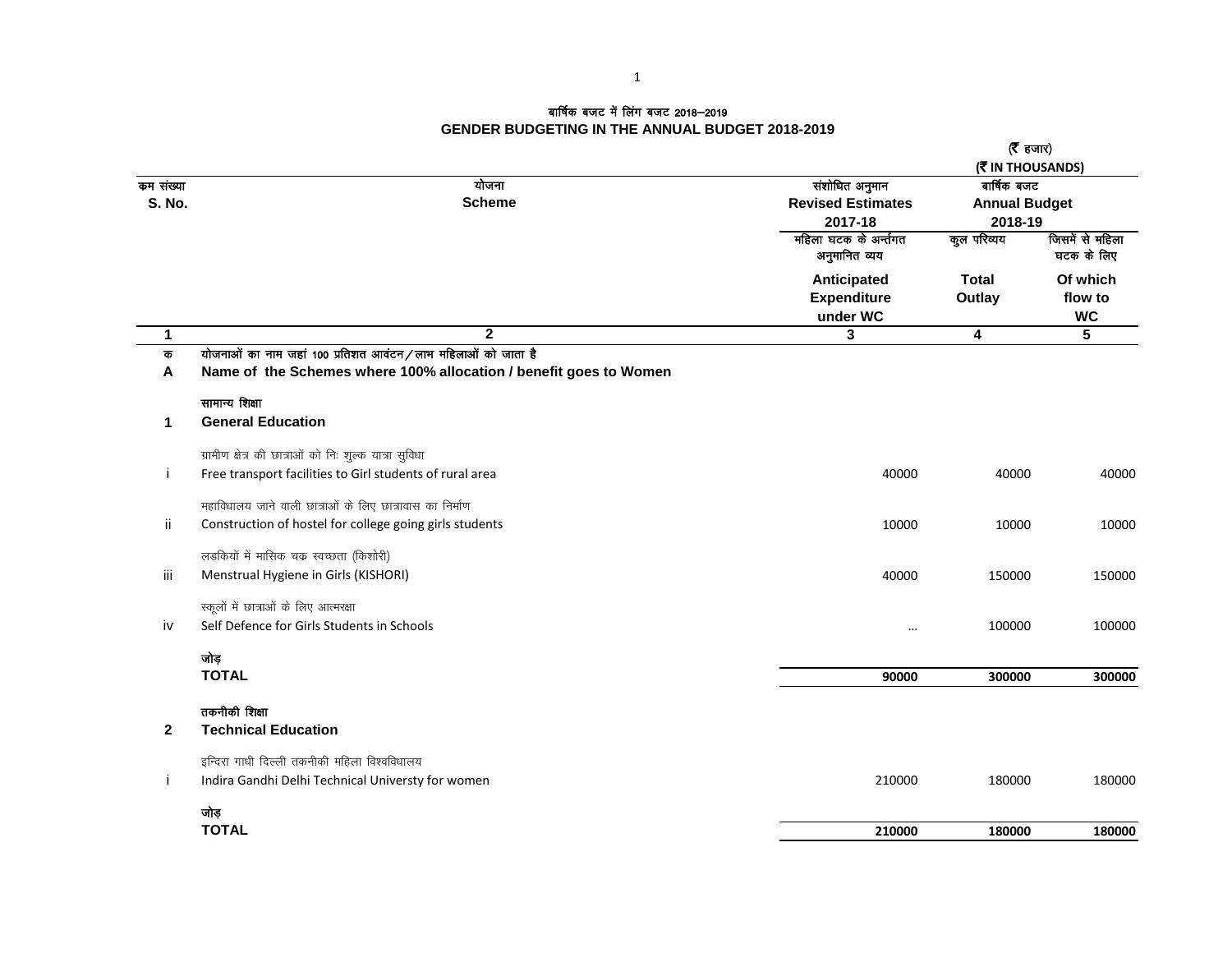# बार्षिक बजट में लिंग बजट 2018–2019

# GENDER BUDGETING IN THE ANNUAL BUDGET 2018-2019

(₹ हजार)
(₹ IN THOUSANDS)

| कम संख्या S. No. | योजना Scheme | संशोधित अनुमान Revised Estimates 2017-18 | बार्षिक बजट Annual Budget 2018-19 | |
|---|---|---|---|---|
| | | महिला घटक के अन्र्तगत अनुमानित व्यय Anticipated Expenditure under WC | कुल परिव्यय Total Outlay | जिसमें से महिला घटक के लिए Of which flow to WC |
| 1 | 2 | 3 | 4 | 5 |
| क A | योजनाओं का नाम जहां 100 प्रतिशत आवंटन/लाभ महिलाओं को जाता है Name of the Schemes where 100% allocation / benefit goes to Women | | | |
| 1 | सामान्य शिक्षा **General Education** | | | |
| i | ग्रामीण क्षेत्र की छात्राओं को निः शुल्क यात्रा सुविधा Free transport facilities to Girl students of rural area | 40000 | 40000 | 40000 |
| ii | महाविधालय जाने वाली छात्राओं के लिए छात्रावास का निर्माण Construction of hostel for college going girls students | 10000 | 10000 | 10000 |
| iii | लडकियों में मासिक चक्र स्वच्छता (किशोरी) Menstrual Hygiene in Girls (KISHORI) | 40000 | 150000 | 150000 |
| iv | स्कूलों में छात्राओं के लिए आत्मरक्षा Self Defence for Girls Students in Schools | ... | 100000 | 100000 |
| | जोड़ **TOTAL** | **90000** | **300000** | **300000** |
| 2 | तकनीकी शिक्षा **Technical Education** | | | |
| i | इन्दिरा गाधी दिल्ली तकनीकी महिला विश्वविधालय Indira Gandhi Delhi Technical Universty for women | 210000 | 180000 | 180000 |
| | जोड़ **TOTAL** | **210000** | **180000** | **180000** |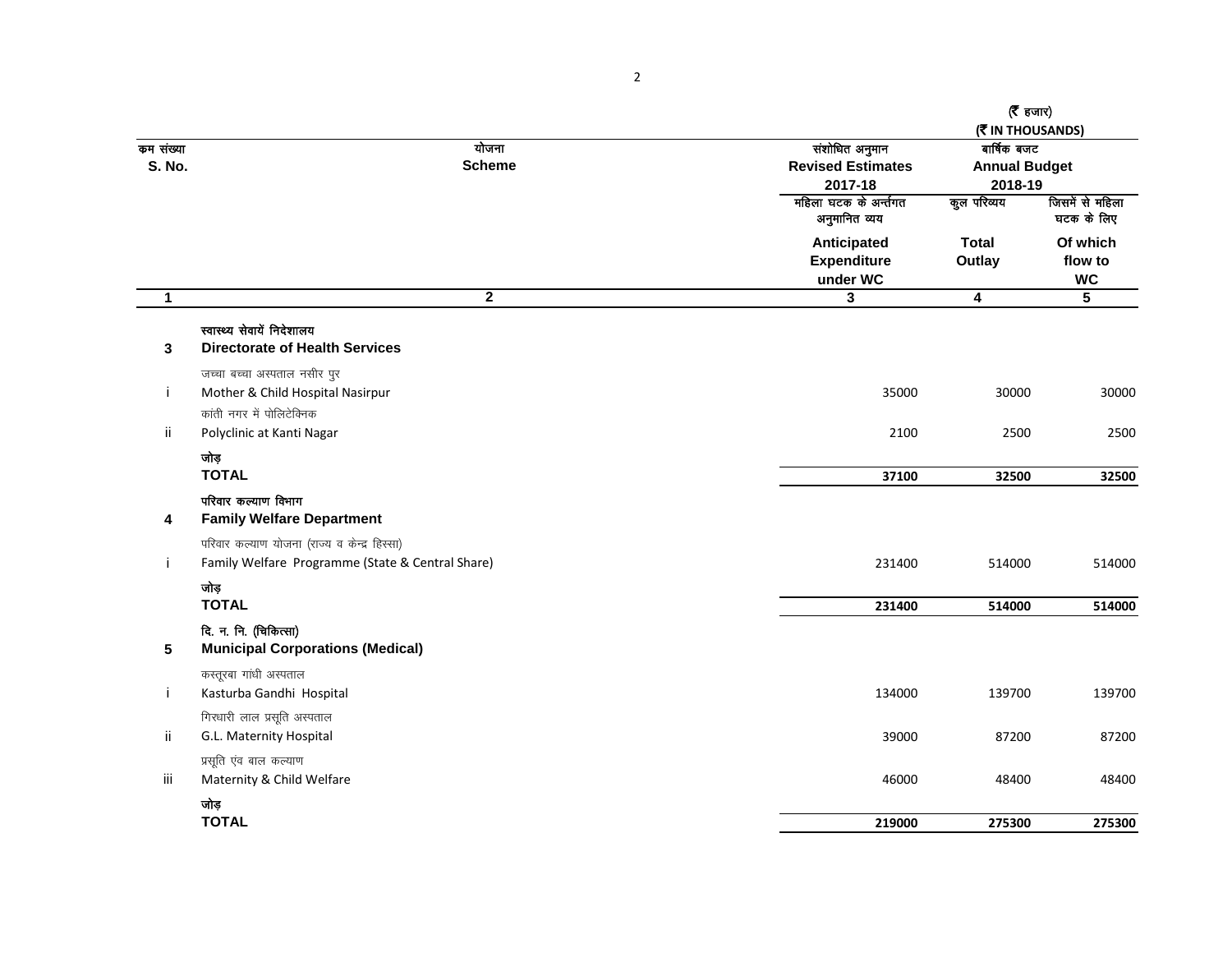(₹ हजार)
(₹ IN THOUSANDS)

| कम संख्या S. No. | योजना Scheme | संशोधित अनुमान Revised Estimates 2017-18 | वार्षिक बजट Annual Budget 2018-19 | |
|---|---|---|---|---|
| | | महिला घटक के अर्न्तगत अनुमानित व्यय Anticipated Expenditure under WC | कुल परिव्यय Total Outlay | जिसमें से महिला घटक के लिए Of which flow to WC |
| 1 | 2 | 3 | 4 | 5 |
| 3 | स्वास्थ्य सेवायें निदेशालय **Directorate of Health Services** | | | |
| i | जच्चा बच्चा अस्पताल नसीर पुर Mother & Child Hospital Nasirpur | 35000 | 30000 | 30000 |
| ii | कांती नगर में पोलिटेक्निक Polyclinic at Kanti Nagar | 2100 | 2500 | 2500 |
| | जोड़ **TOTAL** | **37100** | **32500** | **32500** |
| 4 | परिवार कल्याण विभाग **Family Welfare Department** | | | |
| i | परिवार कल्याण योजना (राज्य व केन्द्र हिस्सा) Family Welfare Programme (State & Central Share) | 231400 | 514000 | 514000 |
| | जोड़ **TOTAL** | **231400** | **514000** | **514000** |
| 5 | दि. न. नि. (चिकित्सा) **Municipal Corporations (Medical)** | | | |
| i | कस्तूरबा गांधी अस्पताल Kasturba Gandhi Hospital | 134000 | 139700 | 139700 |
| ii | गिरधारी लाल प्रसूति अस्पताल G.L. Maternity Hospital | 39000 | 87200 | 87200 |
| iii | प्रसूति एंव बाल कल्याण Maternity & Child Welfare | 46000 | 48400 | 48400 |
| | जोड़ **TOTAL** | **219000** | **275300** | **275300** |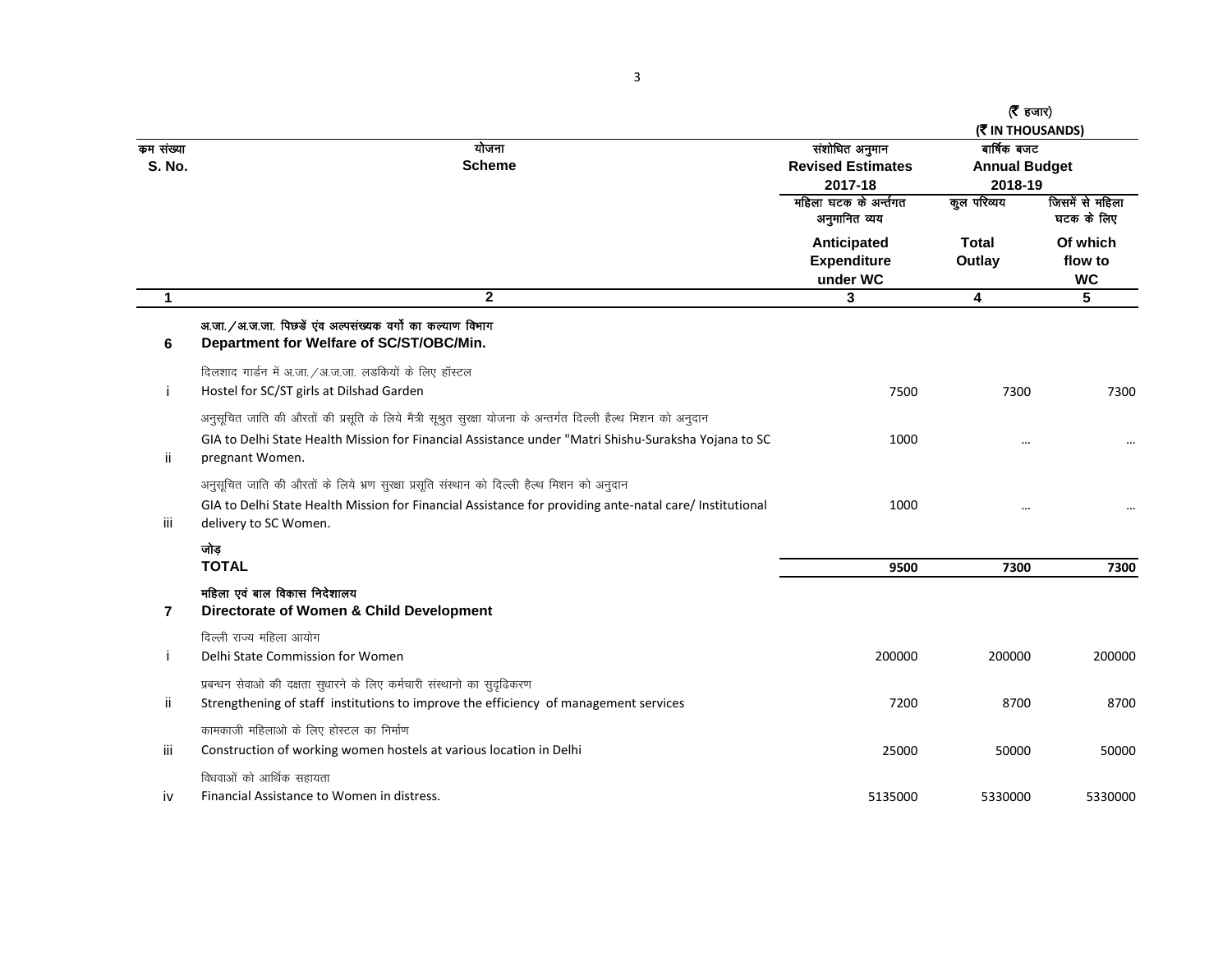(₹ हजार)
(₹ IN THOUSANDS)

| कम संख्या S. No. | योजना Scheme | संशोधित अनुमान Revised Estimates 2017-18 | बार्षिक बजट Annual Budget 2018-19 | |
|---|---|---|---|---|
| | | महिला घटक के अर्न्तगत अनुमानित व्यय Anticipated Expenditure under WC | कुल परिव्यय Total Outlay | जिसमें से महिला घटक के लिए Of which flow to WC |
| 1 | 2 | 3 | 4 | 5 |
| 6 | **अ.जा./अ.ज.जा. पिछडें एंव अल्पसंख्यक वर्गो का कल्याण विभाग Department for Welfare of SC/ST/OBC/Min.** | | | |
| i | दिलशाद गार्डन में अ.जा./अ.ज.जा. लडकियों के लिए हॉस्टल Hostel for SC/ST girls at Dilshad Garden | 7500 | 7300 | 7300 |
| ii | अनुसूचित जाति की औरतों की प्रसूति के लिये मैत्री सूश्रुत सुरक्षा योजना के अन्तर्गत दिल्ली हैल्थ मिशन को अनुदान GIA to Delhi State Health Mission for Financial Assistance under "Matri Shishu-Suraksha Yojana to SC pregnant Women. | 1000 | ... | ... |
| iii | अनुसूचित जाति की औरतों के लिये भ्रण सुरक्षा प्रसूति संस्थान को दिल्ली हैल्थ मिशन को अनुदान GIA to Delhi State Health Mission for Financial Assistance for providing ante-natal care/ Institutional delivery to SC Women. | 1000 | ... | ... |
| | **जोड़ TOTAL** | **9500** | **7300** | **7300** |
| 7 | **महिला एवं बाल विकास निदेशालय Directorate of Women & Child Development** | | | |
| i | दिल्ली राज्य महिला आयोग Delhi State Commission for Women | 200000 | 200000 | 200000 |
| ii | प्रबन्धन सेवाओ की दक्षता सुधारने के लिए कर्मचारी संस्थानो का सुदृढिकरण Strengthening of staff institutions to improve the efficiency of management services | 7200 | 8700 | 8700 |
| iii | कामकाजी महिलाओ के लिए होस्टल का निर्माण Construction of working women hostels at various location in Delhi | 25000 | 50000 | 50000 |
| iv | विधवाओं को आर्थिक सहायता Financial Assistance to Women in distress. | 5135000 | 5330000 | 5330000 |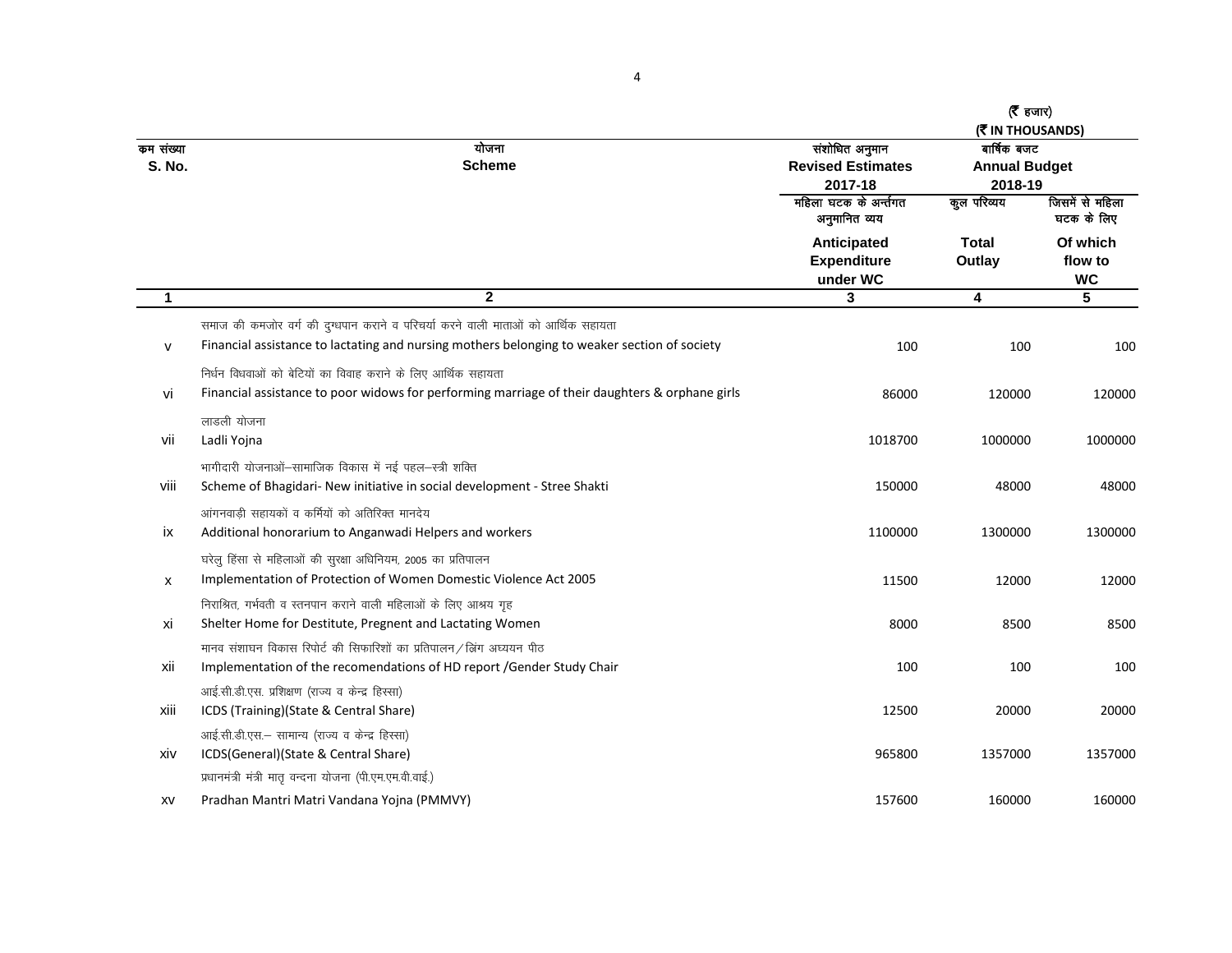(₹ हजार)
(₹ IN THOUSANDS)

| क्रम संख्या S. No. | योजना Scheme | संशोधित अनुमान Revised Estimates 2017-18 | वार्षिक बजट Annual Budget 2018-19 | |
|---|---|---|---|---|
| | | महिला घटक के अन्तर्गत अनुमानित व्यय Anticipated Expenditure under WC | कुल परिव्यय Total Outlay | जिसमें से महिला घटक के लिए Of which flow to WC |
| 1 | 2 | 3 | 4 | 5 |
| v | समाज की कमजोर वर्ग की दुग्धपान कराने व परिचर्या करने वाली माताओं को आर्थिक सहायता Financial assistance to lactating and nursing mothers belonging to weaker section of society | 100 | 100 | 100 |
| vi | निर्धन विधवाओं को बेटियों का विवाह कराने के लिए आर्थिक सहायता Financial assistance to poor widows for performing marriage of their daughters & orphane girls | 86000 | 120000 | 120000 |
| vii | लाडली योजना Ladli Yojna | 1018700 | 1000000 | 1000000 |
| viii | भागीदारी योजनाओं–सामाजिक विकास में नई पहल–स्त्री शक्ति Scheme of Bhagidari- New initiative in social development - Stree Shakti | 150000 | 48000 | 48000 |
| ix | आंगनवाड़ी सहायकों व कर्मियों को अतिरिक्त मानदेय Additional honorarium to Anganwadi Helpers and workers | 1100000 | 1300000 | 1300000 |
| x | घरेलु हिंसा से महिलाओं की सुरक्षा अधिनियम, 2005 का प्रतिपालन Implementation of Protection of Women Domestic Violence Act 2005 | 11500 | 12000 | 12000 |
| xi | निराश्रित, गर्भवती व स्तनपान कराने वाली महिलाओं के लिए आश्रय गृह Shelter Home for Destitute, Pregnent and Lactating Women | 8000 | 8500 | 8500 |
| xii | मानव संशाघन विकास रिपोर्ट की सिफारिशों का प्रतिपालन/लिंग अध्ययन पीठ Implementation of the recomendations of HD report /Gender Study Chair | 100 | 100 | 100 |
| xiii | आई.सी.डी.एस. प्रशिक्षण (राज्य व केन्द्र हिस्सा) ICDS (Training)(State & Central Share) | 12500 | 20000 | 20000 |
| xiv | आई.सी.डी.एस.– सामान्य (राज्य व केन्द्र हिस्सा) ICDS(General)(State & Central Share) | 965800 | 1357000 | 1357000 |
| xv | प्रधानमंत्री मंत्री मातृ वन्दना योजना (पी.एम.एम.वी.वाई.) Pradhan Mantri Matri Vandana Yojna (PMMVY) | 157600 | 160000 | 160000 |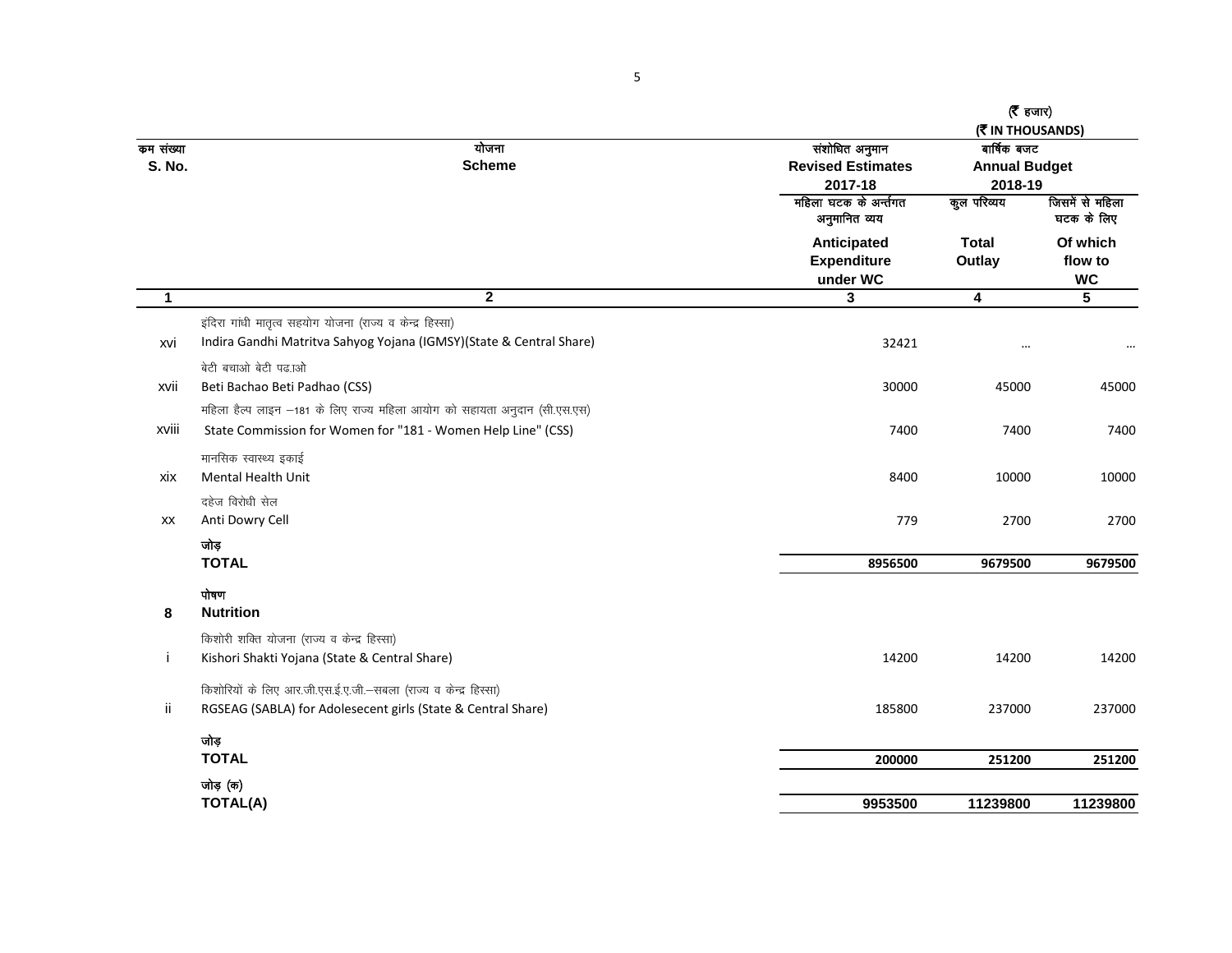(₹ हजार)
(₹ IN THOUSANDS)

| कम संख्या S. No. | योजना Scheme | संशोधित अनुमान Revised Estimates 2017-18 | बार्षिक बजट Annual Budget 2018-19 | |
|---|---|---|---|---|
| | | महिला घटक के अन्तर्गत अनुमानित व्यय Anticipated Expenditure under WC | कुल परिव्यय Total Outlay | जिसमें से महिला घटक के लिए Of which flow to WC |
| 1 | 2 | 3 | 4 | 5 |
| xvi | इंदिरा गांधी मातृत्व सहयोग योजना (राज्य व केन्द्र हिस्सा) Indira Gandhi Matritva Sahyog Yojana (IGMSY)(State & Central Share) | 32421 | ... | ... |
| xvii | बेटी बचाओ बेटी पढाओ Beti Bachao Beti Padhao (CSS) | 30000 | 45000 | 45000 |
| xviii | महिला हैल्प लाइन –181 के लिए राज्य महिला आयोग को सहायता अनुदान (सी.एस.एस) State Commission for Women for "181 - Women Help Line" (CSS) | 7400 | 7400 | 7400 |
| xix | मानसिक स्वास्थ्य इकाई Mental Health Unit | 8400 | 10000 | 10000 |
| xx | दहेज विरोधी सेल Anti Dowry Cell | 779 | 2700 | 2700 |
| | **जोड़ TOTAL** | **8956500** | **9679500** | **9679500** |
| **8** | **पोषण Nutrition** | | | |
| i | किशोरी शक्ति योजना (राज्य व केन्द्र हिस्सा) Kishori Shakti Yojana (State & Central Share) | 14200 | 14200 | 14200 |
| ii | किशोरियों के लिए आर.जी.एस.ई.ए.जी.–सबला (राज्य व केन्द्र हिस्सा) RGSEAG (SABLA) for Adolesecent girls (State & Central Share) | 185800 | 237000 | 237000 |
| | **जोड़ TOTAL** | **200000** | **251200** | **251200** |
| | **जोड़ (क) TOTAL(A)** | **9953500** | **11239800** | **11239800** |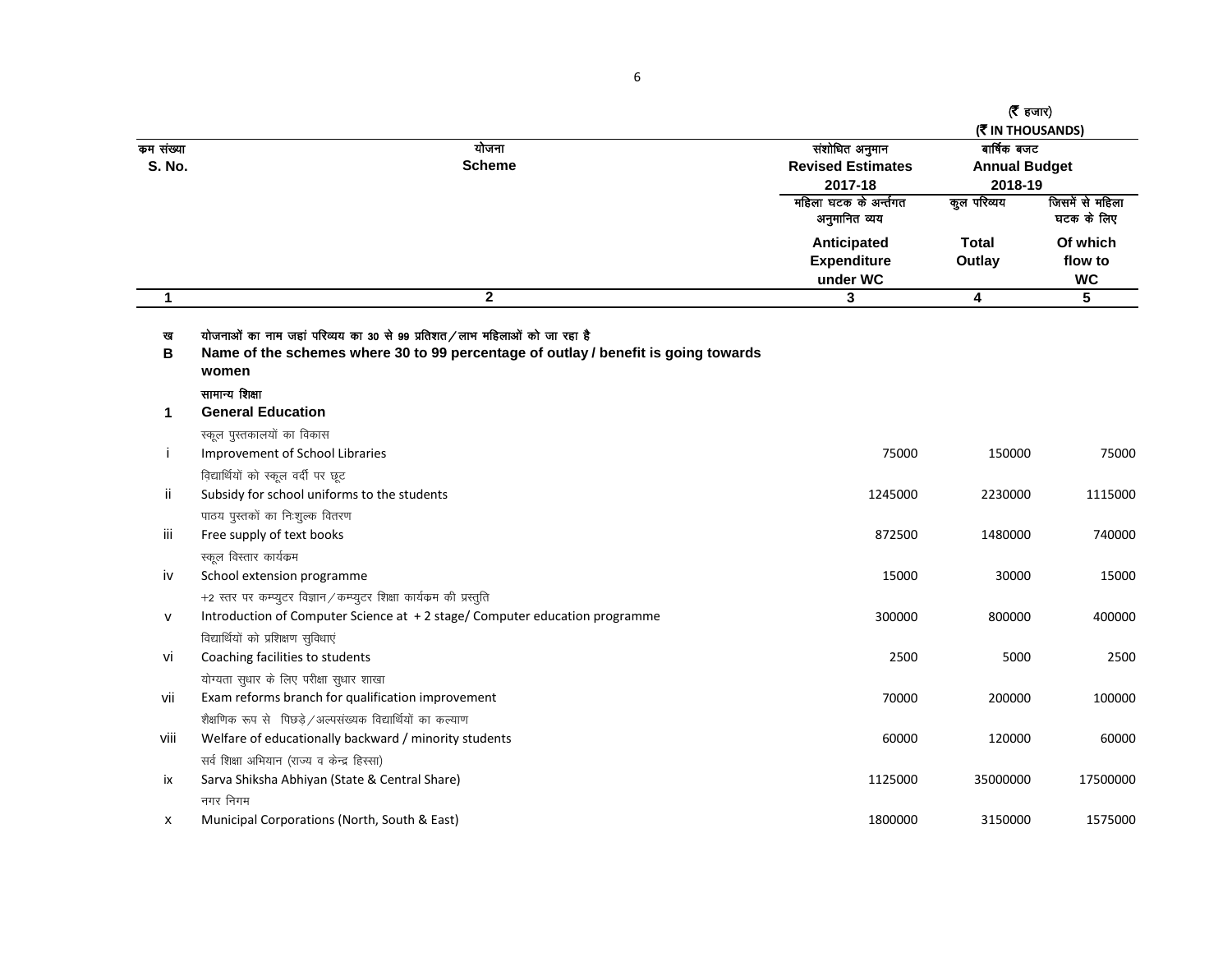(₹ हजार)
(₹ IN THOUSANDS)

| कम संख्या S. No. | योजना Scheme | संशोधित अनुमान Revised Estimates 2017-18 | बार्षिक बजट Annual Budget 2018-19 | |
|---|---|---|---|---|
| | | महिला घटक के अर्न्तगत अनुमानित व्यय Anticipated Expenditure under WC | कुल परिव्यय Total Outlay | जिसमें से महिला घटक के लिए Of which flow to WC |
| 1 | 2 | 3 | 4 | 5 |
| ख B | योजनाओं का नाम जहां परिव्यय का 30 से 99 प्रतिशत / लाभ महिलाओं को जा रहा है **Name of the schemes where 30 to 99 percentage of outlay / benefit is going towards women** | | | |
| 1 | सामान्य शिक्षा **General Education** | | | |
| i | स्कूल पुस्तकालयों का विकास Improvement of School Libraries | 75000 | 150000 | 75000 |
| ii | विद्यार्थियों को स्कूल वर्दी पर छूट Subsidy for school uniforms to the students | 1245000 | 2230000 | 1115000 |
| iii | पाठय पुस्तकों का निःशुल्क वितरण Free supply of text books | 872500 | 1480000 | 740000 |
| iv | स्कूल विस्तार कार्यक्रम School extension programme | 15000 | 30000 | 15000 |
| v | +2 स्तर पर कम्प्युटर विज्ञान / कम्प्युटर शिक्षा कार्यक्रम की प्रस्तुति Introduction of Computer Science at + 2 stage/ Computer education programme | 300000 | 800000 | 400000 |
| vi | विद्यार्थियों को प्रशिक्षण सुविधाएं Coaching facilities to students | 2500 | 5000 | 2500 |
| vii | योग्यता सुधार के लिए परीक्षा सुधार शाखा Exam reforms branch for qualification improvement | 70000 | 200000 | 100000 |
| viii | शैक्षणिक रूप से पिछड़े / अल्पसंख्यक विद्यार्थियों का कल्याण Welfare of educationally backward / minority students | 60000 | 120000 | 60000 |
| ix | सर्व शिक्षा अभियान (राज्य व केन्द्र हिस्सा) Sarva Shiksha Abhiyan (State & Central Share) | 1125000 | 35000000 | 17500000 |
| x | नगर निगम Municipal Corporations (North, South & East) | 1800000 | 3150000 | 1575000 |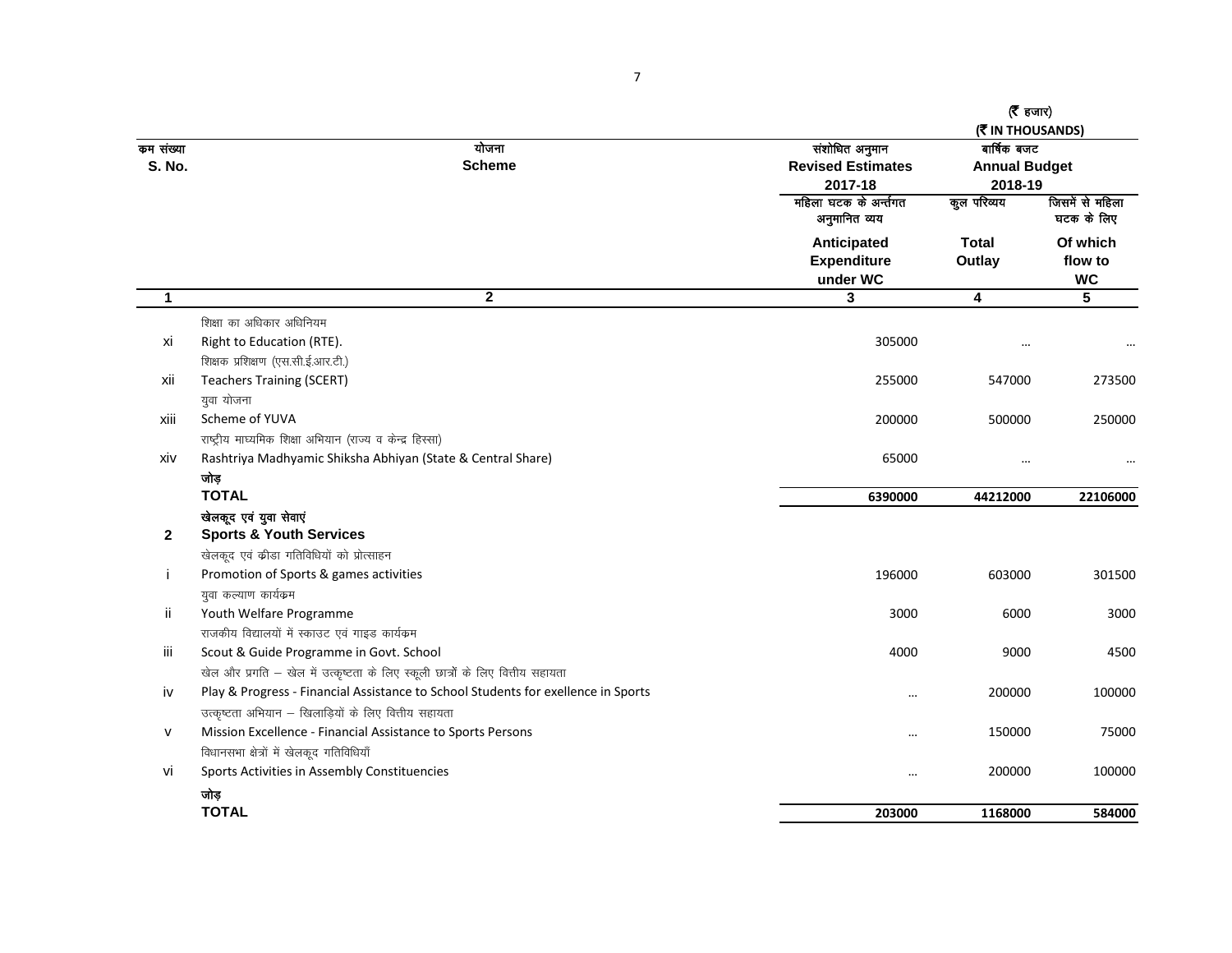(₹ हजार)
(₹ IN THOUSANDS)

| क्रम संख्या S. No. | योजना Scheme | संशोधित अनुमान Revised Estimates 2017-18 | बार्षिक बजट Annual Budget 2018-19 | |
|---|---|---|---|---|
| | | महिला घटक के अर्न्तगत अनुमानित व्यय Anticipated Expenditure under WC | कुल परिव्यय Total Outlay | जिसमें से महिला घटक के लिए Of which flow to WC |
| 1 | 2 | 3 | 4 | 5 |
| xi | शिक्षा का अधिकार अधिनियम Right to Education (RTE). | 305000 | ... | ... |
| xii | शिक्षक प्रशिक्षण (एस.सी.ई.आर.टी.) Teachers Training (SCERT) | 255000 | 547000 | 273500 |
| xiii | युवा योजना Scheme of YUVA | 200000 | 500000 | 250000 |
| xiv | राष्ट्रीय माध्यमिक शिक्षा अभियान (राज्य व केन्द्र हिस्सा) Rashtriya Madhyamic Shiksha Abhiyan (State & Central Share) | 65000 | ... | ... |
| | **जोड़ TOTAL** | **6390000** | **44212000** | **22106000** |
| **2** | **खेलकूद एवं युवा सेवाएं Sports & Youth Services** | | | |
| i | खेलकूद एवं क्रीडा गतिविधियों को प्रोत्साहन Promotion of Sports & games activities | 196000 | 603000 | 301500 |
| ii | युवा कल्याण कार्यक्रम Youth Welfare Programme | 3000 | 6000 | 3000 |
| iii | राजकीय विद्यालयों में स्काउट एवं गाइड कार्यक्रम Scout & Guide Programme in Govt. School | 4000 | 9000 | 4500 |
| iv | खेल और प्रगति – खेल में उत्कृष्टता के लिए स्कूली छात्रों के लिए वित्तीय सहायता Play & Progress - Financial Assistance to School Students for exellence in Sports | ... | 200000 | 100000 |
| v | उत्कृष्टता अभियान – खिलाड़ियों के लिए वित्तीय सहायता Mission Excellence - Financial Assistance to Sports Persons | ... | 150000 | 75000 |
| vi | विधानसभा क्षेत्रों में खेलकूद गतिविधियाँ Sports Activities in Assembly Constituencies | ... | 200000 | 100000 |
| | **जोड़ TOTAL** | **203000** | **1168000** | **584000** |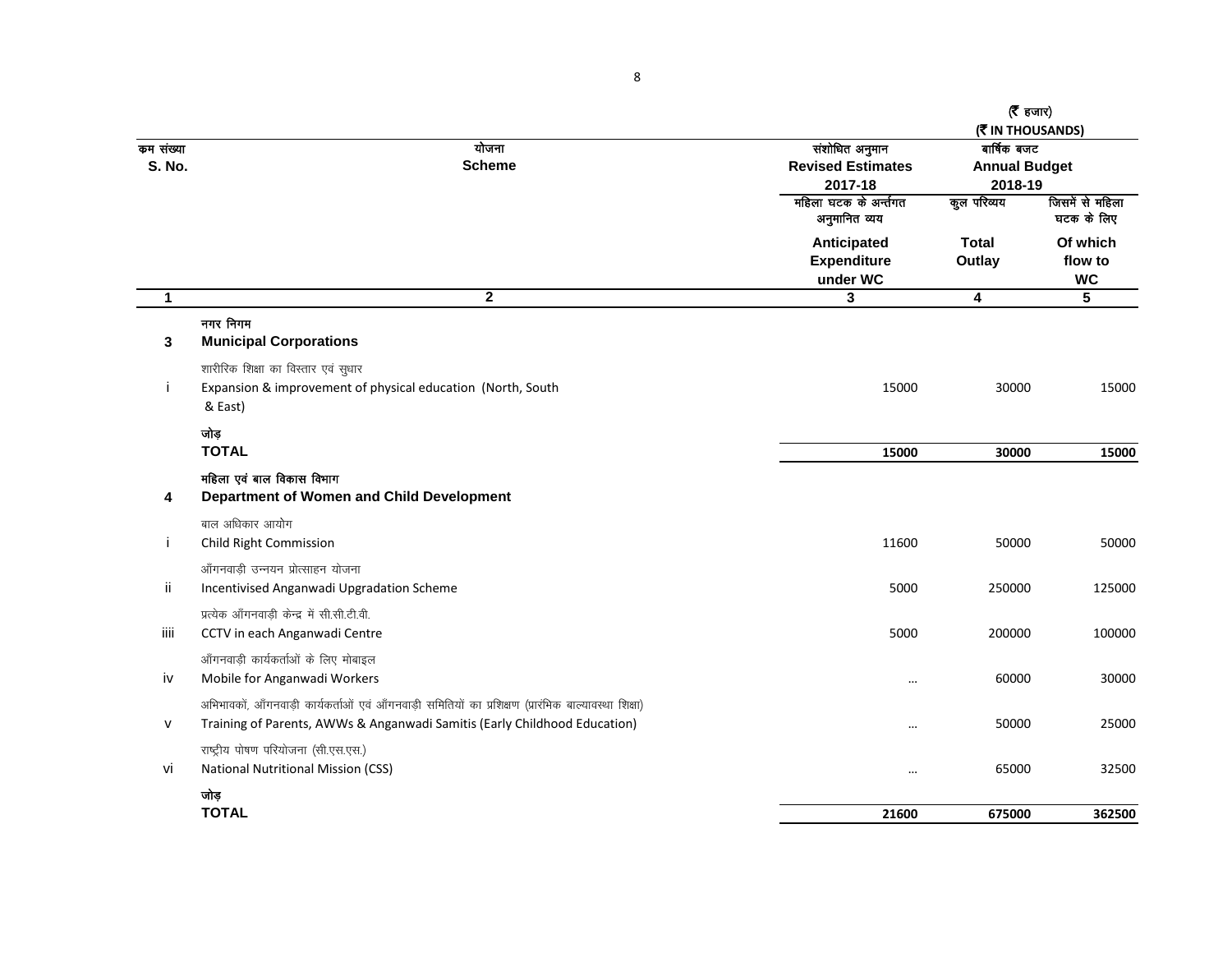(₹ हजार)
(₹ IN THOUSANDS)

| क्रम संख्या S. No. | योजना Scheme | संशोधित अनुमान Revised Estimates 2017-18 | वार्षिक बजट Annual Budget 2018-19 | |
|---|---|---|---|---|
| | | महिला घटक के अन्तर्गत अनुमानित व्यय Anticipated Expenditure under WC | कुल परिव्यय Total Outlay | जिसमें से महिला घटक के लिए Of which flow to WC |
| 1 | 2 | 3 | 4 | 5 |
| 3 | नगर निगम **Municipal Corporations** | | | |
| i | शारीरिक शिक्षा का विस्तार एवं सुधार Expansion & improvement of physical education (North, South & East) | 15000 | 30000 | 15000 |
| | जोड़ **TOTAL** | **15000** | **30000** | **15000** |
| 4 | महिला एवं बाल विकास विभाग **Department of Women and Child Development** | | | |
| i | बाल अधिकार आयोग Child Right Commission | 11600 | 50000 | 50000 |
| ii | आँगनवाड़ी उन्नयन प्रोत्साहन योजना Incentivised Anganwadi Upgradation Scheme | 5000 | 250000 | 125000 |
| iiii | प्रत्येक आँगनवाड़ी केन्द्र में सी.सी.टी.वी. CCTV in each Anganwadi Centre | 5000 | 200000 | 100000 |
| iv | आँगनवाड़ी कार्यकर्ताओं के लिए मोबाइल Mobile for Anganwadi Workers | ... | 60000 | 30000 |
| v | अभिभावकों, आँगनवाड़ी कार्यकर्ताओं एवं आँगनवाड़ी समितियों का प्रशिक्षण (प्रारंभिक बाल्यावस्था शिक्षा) Training of Parents, AWWs & Anganwadi Samitis (Early Childhood Education) | ... | 50000 | 25000 |
| vi | राष्ट्रीय पोषण परियोजना (सी.एस.एस.) National Nutritional Mission (CSS) | ... | 65000 | 32500 |
| | जोड़ **TOTAL** | **21600** | **675000** | **362500** |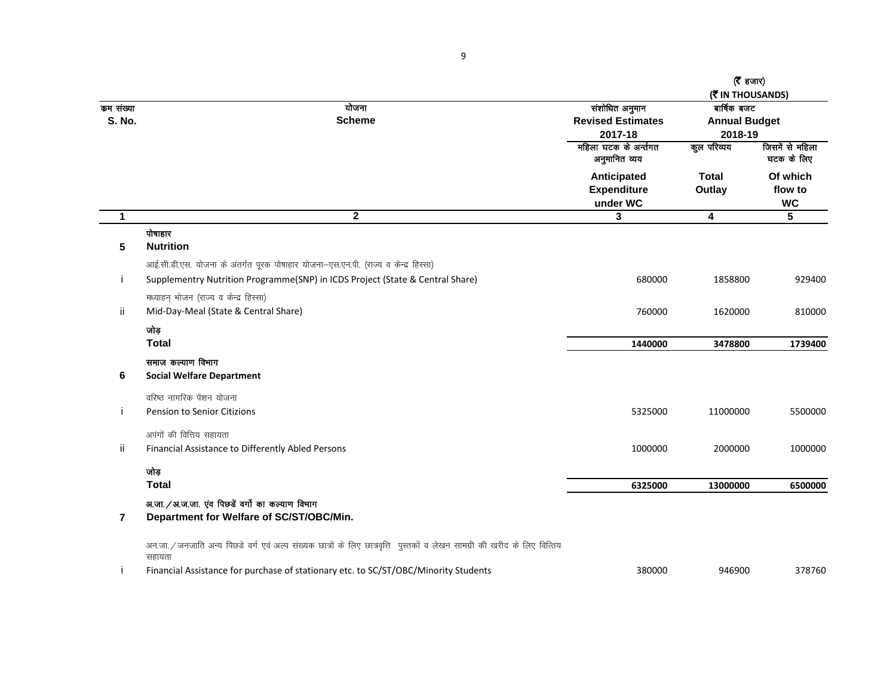(₹ हजार)
(₹ IN THOUSANDS)

| कम संख्या S. No. | योजना Scheme | संशोधित अनुमान Revised Estimates 2017-18 | वार्षिक बजट Annual Budget 2018-19 | |
|---|---|---|---|---|
| | | महिला घटक के अर्न्तगत अनुमानित व्यय Anticipated Expenditure under WC | कुल परिव्यय Total Outlay | जिसमें से महिला घटक के लिए Of which flow to WC |
| 1 | 2 | 3 | 4 | 5 |
| 5 | पोषाहार **Nutrition** | | | |
| i | आई.सी.डी.एस. योजना के अंतर्गत पूरक पोषाहार योजना–एस.एन.पी. (राज्य व केन्द्र हिस्सा) Supplementry Nutrition Programme(SNP) in ICDS Project (State & Central Share) | 680000 | 1858800 | 929400 |
| ii | मध्याहन् भोजन (राज्य व केन्द्र हिस्सा) Mid-Day-Meal (State & Central Share) | 760000 | 1620000 | 810000 |
| | जोड़ **Total** | **1440000** | **3478800** | **1739400** |
| 6 | समाज कल्याण विभाग **Social Welfare Department** | | | |
| i | वरिष्ठ नागरिक पेंशन योजना Pension to Senior Citizions | 5325000 | 11000000 | 5500000 |
| ii | अपंगों की वित्तिय सहायता Financial Assistance to Differently Abled Persons | 1000000 | 2000000 | 1000000 |
| | जोड़ **Total** | **6325000** | **13000000** | **6500000** |
| 7 | अ.जा. / अ.ज.जा. एंव पिछडें वर्गों का कल्याण विभाग **Department for Welfare of SC/ST/OBC/Min.** | | | |
| i | अन.जा. / जनजाति अन्य पिछडे वर्ग एवं अल्प संख्यक छात्रों के लिए छात्रवृत्ति पुस्तकों व लेखन सामग्री की खरीद के लिए वित्तिय सहायता Financial Assistance for purchase of stationary etc. to SC/ST/OBC/Minority Students | 380000 | 946900 | 378760 |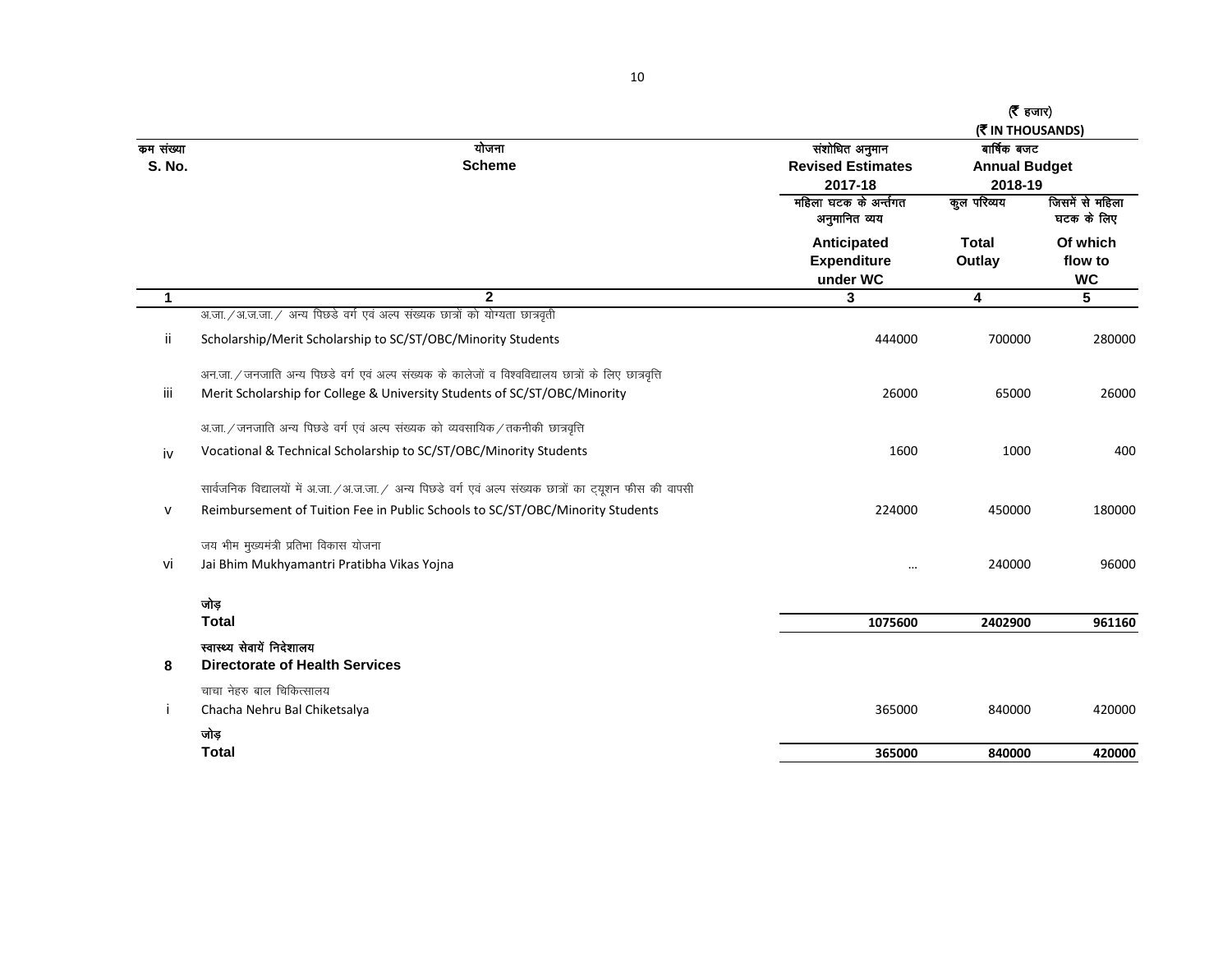(₹ हजार)
(₹ IN THOUSANDS)

| क्रम संख्या S. No. | योजना Scheme | संशोधित अनुमान Revised Estimates 2017-18 | वार्षिक बजट Annual Budget 2018-19 | |
|---|---|---|---|---|
| | | महिला घटक के अर्न्तगत अनुमानित व्यय Anticipated Expenditure under WC | कुल परिव्यय Total Outlay | जिसमें से महिला घटक के लिए Of which flow to WC |
| 1 | 2 | 3 | 4 | 5 |
| ii | अ.जा./अ.ज.जा./ अन्य पिछडे वर्ग एवं अल्प संख्यक छात्रों को योग्यता छात्रवृती Scholarship/Merit Scholarship to SC/ST/OBC/Minority Students | 444000 | 700000 | 280000 |
| iii | अन.जा./जनजाति अन्य पिछडे वर्ग एवं अल्प संख्यक के कालेजों व विश्वविद्यालय छात्रों के लिए छात्रवृत्ति Merit Scholarship for College & University Students of SC/ST/OBC/Minority | 26000 | 65000 | 26000 |
| iv | अ.जा./जनजाति अन्य पिछडे वर्ग एवं अल्प संख्यक को व्यवसायिक/तकनीकी छात्रवृत्ति Vocational & Technical Scholarship to SC/ST/OBC/Minority Students | 1600 | 1000 | 400 |
| v | सार्वजनिक विद्यालयों में अ.जा./अ.ज.जा./ अन्य पिछडे वर्ग एवं अल्प संख्यक छात्रों का ट्यूशन फीस की वापसी Reimbursement of Tuition Fee in Public Schools to SC/ST/OBC/Minority Students | 224000 | 450000 | 180000 |
| vi | जय भीम मुख्यमंत्री प्रतिभा विकास योजना Jai Bhim Mukhyamantri Pratibha Vikas Yojna | ... | 240000 | 96000 |
| | **जोड़ Total** | **1075600** | **2402900** | **961160** |
| **8** | **स्वास्थ्य सेवायें निदेशालय Directorate of Health Services** | | | |
| i | चाचा नेहरु बाल चिकित्सालय Chacha Nehru Bal Chiketsalya | 365000 | 840000 | 420000 |
| | **जोड़ Total** | **365000** | **840000** | **420000** |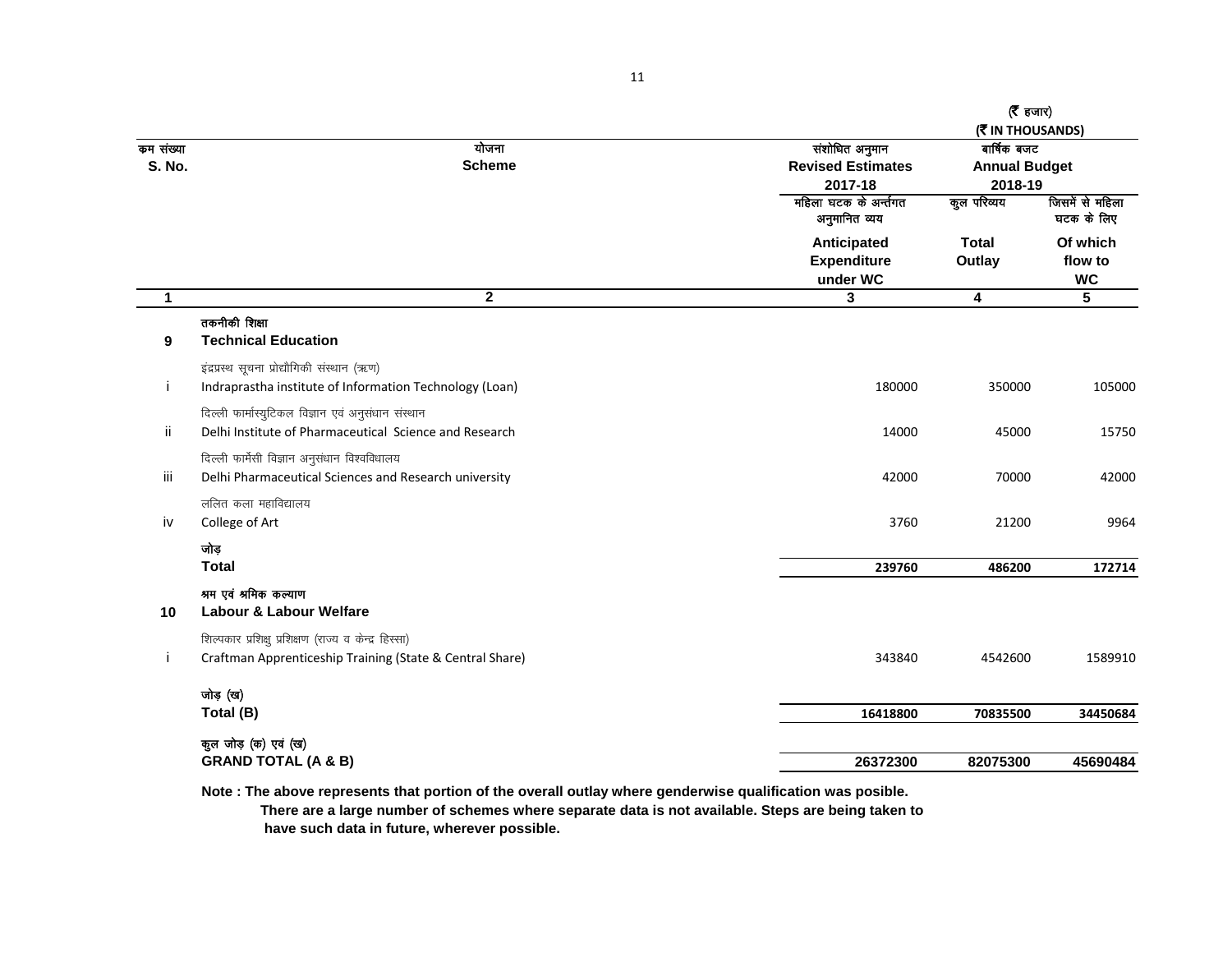(₹ हजार)
(₹ IN THOUSANDS)

| कम संख्या S. No. | योजना Scheme | संशोधित अनुमान Revised Estimates 2017-18 | बार्षिक बजट Annual Budget 2018-19 | |
|---|---|---|---|---|
| | | महिला घटक के अर्न्तगत अनुमानित व्यय Anticipated Expenditure under WC | कुल परिव्यय Total Outlay | जिसमें से महिला घटक के लिए Of which flow to WC |
| 1 | 2 | 3 | 4 | 5 |
| 9 | **तकनीकी शिक्षा** **Technical Education** | | | |
| i | इंद्रप्रस्थ सूचना प्रोद्यौगिकी संस्थान (ऋण) Indraprastha institute of Information Technology (Loan) | 180000 | 350000 | 105000 |
| ii | दिल्ली फार्मास्युटिकल विज्ञान एवं अनुसंधान संस्थान Delhi Institute of Pharmaceutical Science and Research | 14000 | 45000 | 15750 |
| iii | दिल्ली फार्मेसी विज्ञान अनुसंधान विश्वविधालय Delhi Pharmaceutical Sciences and Research university | 42000 | 70000 | 42000 |
| iv | ललित कला महाविद्यालय College of Art | 3760 | 21200 | 9964 |
| | **जोड़** **Total** | **239760** | **486200** | **172714** |
| 10 | **श्रम एवं श्रमिक कल्याण** **Labour & Labour Welfare** | | | |
| i | शिल्पकार प्रशिक्षु प्रशिक्षण (राज्य व केन्द्र हिस्सा) Craftman Apprenticeship Training (State & Central Share) | 343840 | 4542600 | 1589910 |
| | **जोड़ (ख)** **Total (B)** | **16418800** | **70835500** | **34450684** |
| | **कुल जोड़ (क) एवं (ख)** **GRAND TOTAL (A & B)** | **26372300** | **82075300** | **45690484** |

**Note : The above represents that portion of the overall outlay where genderwise qualification was posible. There are a large number of schemes where separate data is not available. Steps are being taken to have such data in future, wherever possible.**